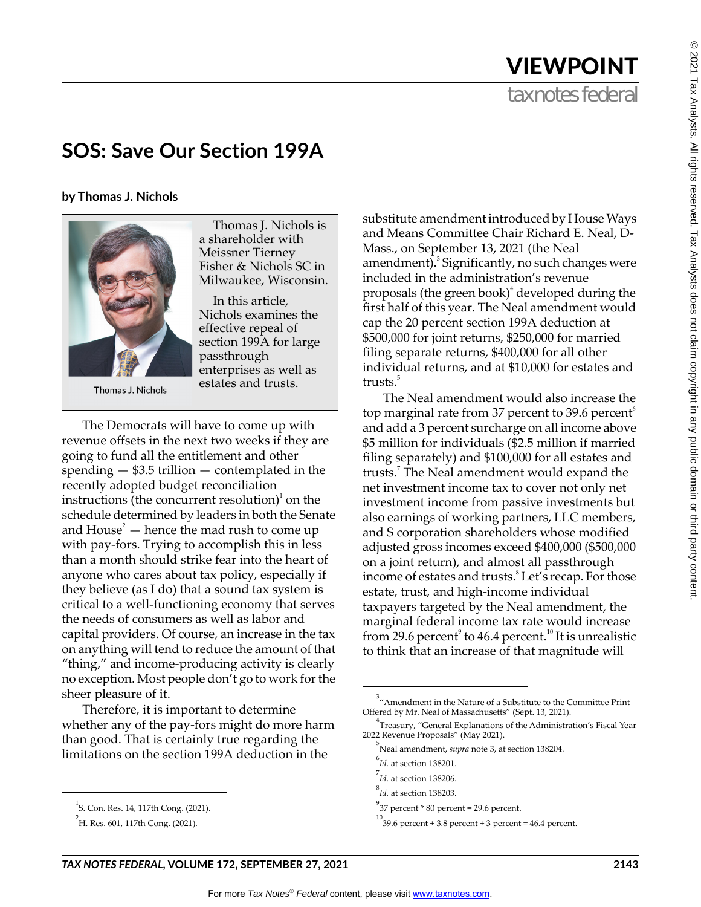# SOS: Save Our Section 199A

**by Thomas J. Nichols**

Thomas J. Nichols is a shareholder with Meissner Tierney Fisher & Nichols SC in Milwaukee, Wisconsin.

In this article, Nichols examines the effective repeal of section 199A for large passthrough enterprises as well as estates and trusts.

The Democrats will have to come up with revenue offsets in the next two weeks if they are going to fund all the entitlement and other spending — $3.5 trillion — contemplated in the recently adopted budget reconciliation instructions (the concurrent resolution)[1] on the schedule determined by leaders in both the Senate and House[2] — hence the mad rush to come up with pay-fors. Trying to accomplish this in less than a month should strike fear into the heart of anyone who cares about tax policy, especially if they believe (as I do) that a sound tax system is critical to a well-functioning economy that serves the needs of consumers as well as labor and capital providers. Of course, an increase in the tax on anything will tend to reduce the amount of that "thing," and income-producing activity is clearly no exception. Most people don't go to work for the sheer pleasure of it.

Therefore, it is important to determine whether any of the pay-fors might do more harm than good. That is certainly true regarding the limitations on the section 199A deduction in the substitute amendment introduced by House Ways and Means Committee Chair Richard E. Neal, D-Mass., on September 13, 2021 (the Neal amendment).[3] Significantly, no such changes were included in the administration's revenue proposals (the green book)[4] developed during the first half of this year. The Neal amendment would cap the 20 percent section 199A deduction at $500,000 for joint returns, $250,000 for married filing separate returns, $400,000 for all other individual returns, and at $10,000 for estates and trusts.[5]

The Neal amendment would also increase the top marginal rate from 37 percent to 39.6 percent[6] and add a 3 percent surcharge on all income above $5 million for individuals ($2.5 million if married filing separately) and $100,000 for all estates and trusts.[7] The Neal amendment would expand the net investment income tax to cover not only net investment income from passive investments but also earnings of working partners, LLC members, and S corporation shareholders whose modified adjusted gross incomes exceed $400,000 ($500,000 on a joint return), and almost all passthrough income of estates and trusts.[8] Let's recap. For those estate, trust, and high-income individual taxpayers targeted by the Neal amendment, the marginal federal income tax rate would increase from 29.6 percent[9] to 46.4 percent.[10] It is unrealistic to think that an increase of that magnitude will

---

[1] S. Con. Res. 14, 117th Cong. (2021).

[2] H. Res. 601, 117th Cong. (2021).

[3] "Amendment in the Nature of a Substitute to the Committee Print Offered by Mr. Neal of Massachusetts" (Sept. 13, 2021).

[4] Treasury, "General Explanations of the Administration's Fiscal Year 2022 Revenue Proposals" (May 2021).

[5] Neal amendment, *supra* note 3, at section 138204.

[6] *Id.* at section 138201.

[7] *Id.* at section 138206.

[8] *Id.* at section 138203.

[9] 37 percent * 80 percent = 29.6 percent.

[10] 39.6 percent + 3.8 percent + 3 percent = 46.4 percent.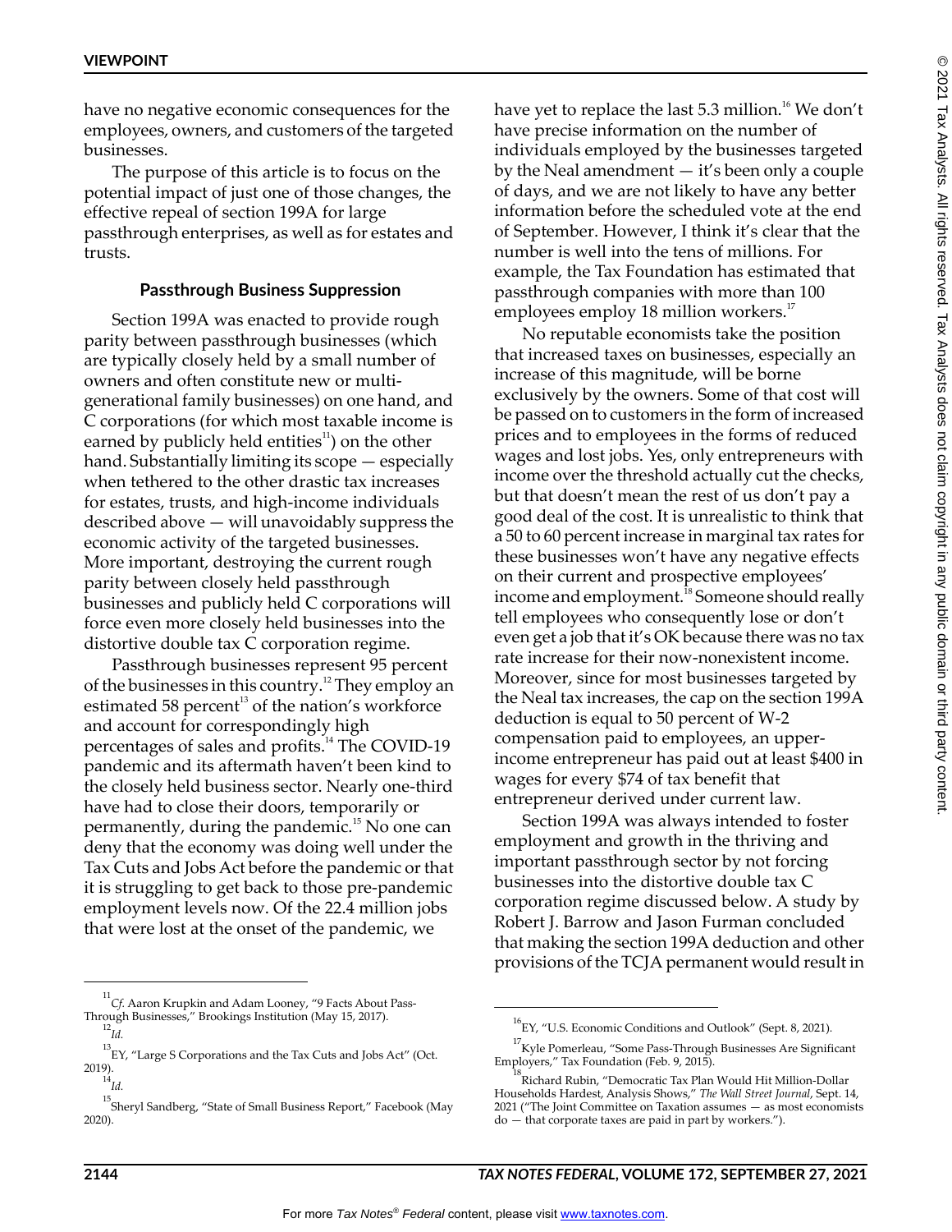have no negative economic consequences for the employees, owners, and customers of the targeted businesses.

The purpose of this article is to focus on the potential impact of just one of those changes, the effective repeal of section 199A for large passthrough enterprises, as well as for estates and trusts.

### Passthrough Business Suppression

Section 199A was enacted to provide rough parity between passthrough businesses (which are typically closely held by a small number of owners and often constitute new or multi-generational family businesses) on one hand, and C corporations (for which most taxable income is earned by publicly held entities[11]) on the other hand. Substantially limiting its scope — especially when tethered to the other drastic tax increases for estates, trusts, and high-income individuals described above — will unavoidably suppress the economic activity of the targeted businesses. More important, destroying the current rough parity between closely held passthrough businesses and publicly held C corporations will force even more closely held businesses into the distortive double tax C corporation regime.

Passthrough businesses represent 95 percent of the businesses in this country.[12] They employ an estimated 58 percent[13] of the nation's workforce and account for correspondingly high percentages of sales and profits.[14] The COVID-19 pandemic and its aftermath haven't been kind to the closely held business sector. Nearly one-third have had to close their doors, temporarily or permanently, during the pandemic.[15] No one can deny that the economy was doing well under the Tax Cuts and Jobs Act before the pandemic or that it is struggling to get back to those pre-pandemic employment levels now. Of the 22.4 million jobs that were lost at the onset of the pandemic, we have yet to replace the last 5.3 million.[16] We don't have precise information on the number of individuals employed by the businesses targeted by the Neal amendment — it's been only a couple of days, and we are not likely to have any better information before the scheduled vote at the end of September. However, I think it's clear that the number is well into the tens of millions. For example, the Tax Foundation has estimated that passthrough companies with more than 100 employees employ 18 million workers.[17]

No reputable economists take the position that increased taxes on businesses, especially an increase of this magnitude, will be borne exclusively by the owners. Some of that cost will be passed on to customers in the form of increased prices and to employees in the forms of reduced wages and lost jobs. Yes, only entrepreneurs with income over the threshold actually cut the checks, but that doesn't mean the rest of us don't pay a good deal of the cost. It is unrealistic to think that a 50 to 60 percent increase in marginal tax rates for these businesses won't have any negative effects on their current and prospective employees' income and employment.[18] Someone should really tell employees who consequently lose or don't even get a job that it's OK because there was no tax rate increase for their now-nonexistent income. Moreover, since for most businesses targeted by the Neal tax increases, the cap on the section 199A deduction is equal to 50 percent of W-2 compensation paid to employees, an upper-income entrepreneur has paid out at least $400 in wages for every $74 of tax benefit that entrepreneur derived under current law.

Section 199A was always intended to foster employment and growth in the thriving and important passthrough sector by not forcing businesses into the distortive double tax C corporation regime discussed below. A study by Robert J. Barrow and Jason Furman concluded that making the section 199A deduction and other provisions of the TCJA permanent would result in

---

[11] *Cf.* Aaron Krupkin and Adam Looney, "9 Facts About Pass-Through Businesses," Brookings Institution (May 15, 2017).

[12] *Id.*

[13] EY, "Large S Corporations and the Tax Cuts and Jobs Act" (Oct. 2019).

[14] *Id.*

[15] Sheryl Sandberg, "State of Small Business Report," Facebook (May 2020).

[16] EY, "U.S. Economic Conditions and Outlook" (Sept. 8, 2021).

[17] Kyle Pomerleau, "Some Pass-Through Businesses Are Significant Employers," Tax Foundation (Feb. 9, 2015).

[18] Richard Rubin, "Democratic Tax Plan Would Hit Million-Dollar Households Hardest, Analysis Shows," *The Wall Street Journal*, Sept. 14, 2021 ("The Joint Committee on Taxation assumes — as most economists do — that corporate taxes are paid in part by workers.").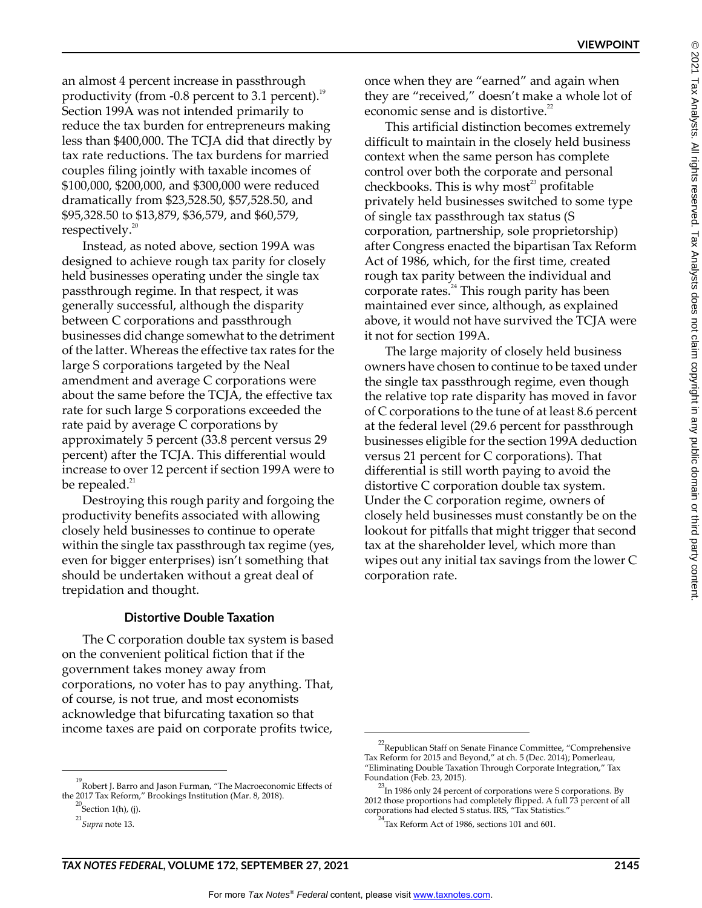an almost 4 percent increase in passthrough productivity (from -0.8 percent to 3.1 percent).[19] Section 199A was not intended primarily to reduce the tax burden for entrepreneurs making less than $400,000. The TCJA did that directly by tax rate reductions. The tax burdens for married couples filing jointly with taxable incomes of $100,000, $200,000, and $300,000 were reduced dramatically from $23,528.50, $57,528.50, and $95,328.50 to $13,879, $36,579, and $60,579, respectively.[20]

Instead, as noted above, section 199A was designed to achieve rough tax parity for closely held businesses operating under the single tax passthrough regime. In that respect, it was generally successful, although the disparity between C corporations and passthrough businesses did change somewhat to the detriment of the latter. Whereas the effective tax rates for the large S corporations targeted by the Neal amendment and average C corporations were about the same before the TCJA, the effective tax rate for such large S corporations exceeded the rate paid by average C corporations by approximately 5 percent (33.8 percent versus 29 percent) after the TCJA. This differential would increase to over 12 percent if section 199A were to be repealed.[21]

Destroying this rough parity and forgoing the productivity benefits associated with allowing closely held businesses to continue to operate within the single tax passthrough tax regime (yes, even for bigger enterprises) isn't something that should be undertaken without a great deal of trepidation and thought.

### Distortive Double Taxation

The C corporation double tax system is based on the convenient political fiction that if the government takes money away from corporations, no voter has to pay anything. That, of course, is not true, and most economists acknowledge that bifurcating taxation so that income taxes are paid on corporate profits twice, once when they are "earned" and again when they are "received," doesn't make a whole lot of economic sense and is distortive.[22]

This artificial distinction becomes extremely difficult to maintain in the closely held business context when the same person has complete control over both the corporate and personal checkbooks. This is why most[23] profitable privately held businesses switched to some type of single tax passthrough tax status (S corporation, partnership, sole proprietorship) after Congress enacted the bipartisan Tax Reform Act of 1986, which, for the first time, created rough tax parity between the individual and corporate rates.[24] This rough parity has been maintained ever since, although, as explained above, it would not have survived the TCJA were it not for section 199A.

The large majority of closely held business owners have chosen to continue to be taxed under the single tax passthrough regime, even though the relative top rate disparity has moved in favor of C corporations to the tune of at least 8.6 percent at the federal level (29.6 percent for passthrough businesses eligible for the section 199A deduction versus 21 percent for C corporations). That differential is still worth paying to avoid the distortive C corporation double tax system. Under the C corporation regime, owners of closely held businesses must constantly be on the lookout for pitfalls that might trigger that second tax at the shareholder level, which more than wipes out any initial tax savings from the lower C corporation rate.

---

[19] Robert J. Barro and Jason Furman, "The Macroeconomic Effects of the 2017 Tax Reform," Brookings Institution (Mar. 8, 2018).

[20] Section 1(h), (j).

[21] *Supra* note 13.

[22] Republican Staff on Senate Finance Committee, "Comprehensive Tax Reform for 2015 and Beyond," at ch. 5 (Dec. 2014); Pomerleau, "Eliminating Double Taxation Through Corporate Integration," Tax Foundation (Feb. 23, 2015).

[23] In 1986 only 24 percent of corporations were S corporations. By 2012 those proportions had completely flipped. A full 73 percent of all corporations had elected S status. IRS, "Tax Statistics."

[24] Tax Reform Act of 1986, sections 101 and 601.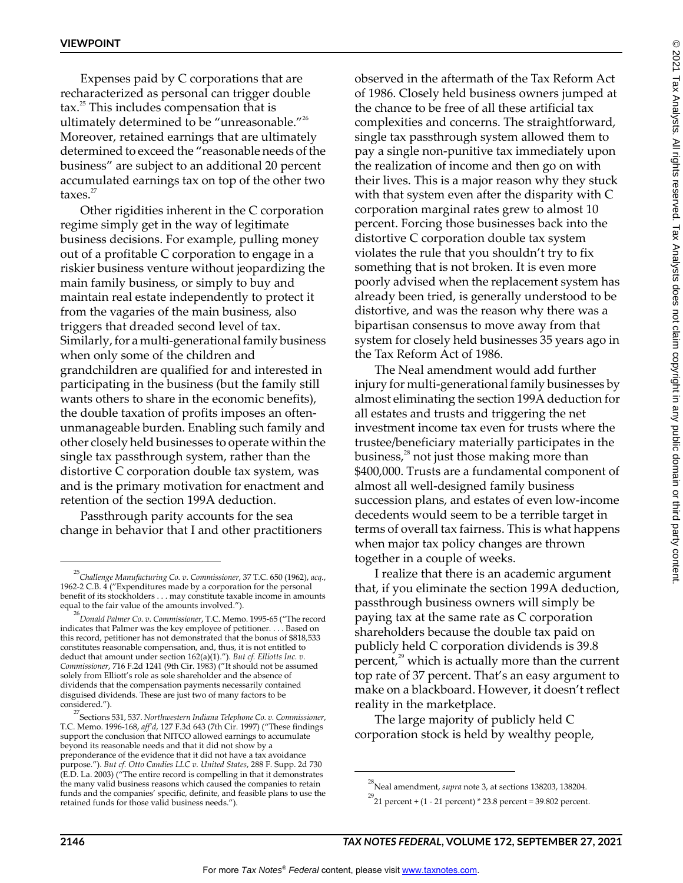Expenses paid by C corporations that are recharacterized as personal can trigger double tax.[25] This includes compensation that is ultimately determined to be "unreasonable."[26] Moreover, retained earnings that are ultimately determined to exceed the "reasonable needs of the business" are subject to an additional 20 percent accumulated earnings tax on top of the other two taxes.[27]

Other rigidities inherent in the C corporation regime simply get in the way of legitimate business decisions. For example, pulling money out of a profitable C corporation to engage in a riskier business venture without jeopardizing the main family business, or simply to buy and maintain real estate independently to protect it from the vagaries of the main business, also triggers that dreaded second level of tax. Similarly, for a multi-generational family business when only some of the children and grandchildren are qualified for and interested in participating in the business (but the family still wants others to share in the economic benefits), the double taxation of profits imposes an often-unmanageable burden. Enabling such family and other closely held businesses to operate within the single tax passthrough system, rather than the distortive C corporation double tax system, was and is the primary motivation for enactment and retention of the section 199A deduction.

Passthrough parity accounts for the sea change in behavior that I and other practitioners observed in the aftermath of the Tax Reform Act of 1986. Closely held business owners jumped at the chance to be free of all these artificial tax complexities and concerns. The straightforward, single tax passthrough system allowed them to pay a single non-punitive tax immediately upon the realization of income and then go on with their lives. This is a major reason why they stuck with that system even after the disparity with C corporation marginal rates grew to almost 10 percent. Forcing those businesses back into the distortive C corporation double tax system violates the rule that you shouldn't try to fix something that is not broken. It is even more poorly advised when the replacement system has already been tried, is generally understood to be distortive, and was the reason why there was a bipartisan consensus to move away from that system for closely held businesses 35 years ago in the Tax Reform Act of 1986.

The Neal amendment would add further injury for multi-generational family businesses by almost eliminating the section 199A deduction for all estates and trusts and triggering the net investment income tax even for trusts where the trustee/beneficiary materially participates in the business,[28] not just those making more than $400,000. Trusts are a fundamental component of almost all well-designed family business succession plans, and estates of even low-income decedents would seem to be a terrible target in terms of overall tax fairness. This is what happens when major tax policy changes are thrown together in a couple of weeks.

I realize that there is an academic argument that, if you eliminate the section 199A deduction, passthrough business owners will simply be paying tax at the same rate as C corporation shareholders because the double tax paid on publicly held C corporation dividends is 39.8 percent,[29] which is actually more than the current top rate of 37 percent. That's an easy argument to make on a blackboard. However, it doesn't reflect reality in the marketplace.

The large majority of publicly held C corporation stock is held by wealthy people,

---

[25] *Challenge Manufacturing Co. v. Commissioner*, 37 T.C. 650 (1962), *acq.*, 1962-2 C.B. 4 ("Expenditures made by a corporation for the personal benefit of its stockholders . . . may constitute taxable income in amounts equal to the fair value of the amounts involved.").

[26] *Donald Palmer Co. v. Commissioner*, T.C. Memo. 1995-65 ("The record indicates that Palmer was the key employee of petitioner. . . . Based on this record, petitioner has not demonstrated that the bonus of $818,533 constitutes reasonable compensation, and, thus, it is not entitled to deduct that amount under section 162(a)(1)."). *But cf. Elliotts Inc. v. Commissioner*, 716 F.2d 1241 (9th Cir. 1983) ("It should not be assumed solely from Elliott's role as sole shareholder and the absence of dividends that the compensation payments necessarily contained disguised dividends. These are just two of many factors to be considered.").

[27] Sections 531, 537. *Northwestern Indiana Telephone Co. v. Commissioner*, T.C. Memo. 1996-168, *aff'd*, 127 F.3d 643 (7th Cir. 1997) ("These findings support the conclusion that NITCO allowed earnings to accumulate beyond its reasonable needs and that it did not show by a preponderance of the evidence that it did not have a tax avoidance purpose."). *But cf. Otto Candies LLC v. United States*, 288 F. Supp. 2d 730 (E.D. La. 2003) ("The entire record is compelling in that it demonstrates the many valid business reasons which caused the companies to retain funds and the companies' specific, definite, and feasible plans to use the retained funds for those valid business needs.").

[28] Neal amendment, *supra* note 3, at sections 138203, 138204.

[29] 21 percent + (1 - 21 percent) * 23.8 percent = 39.802 percent.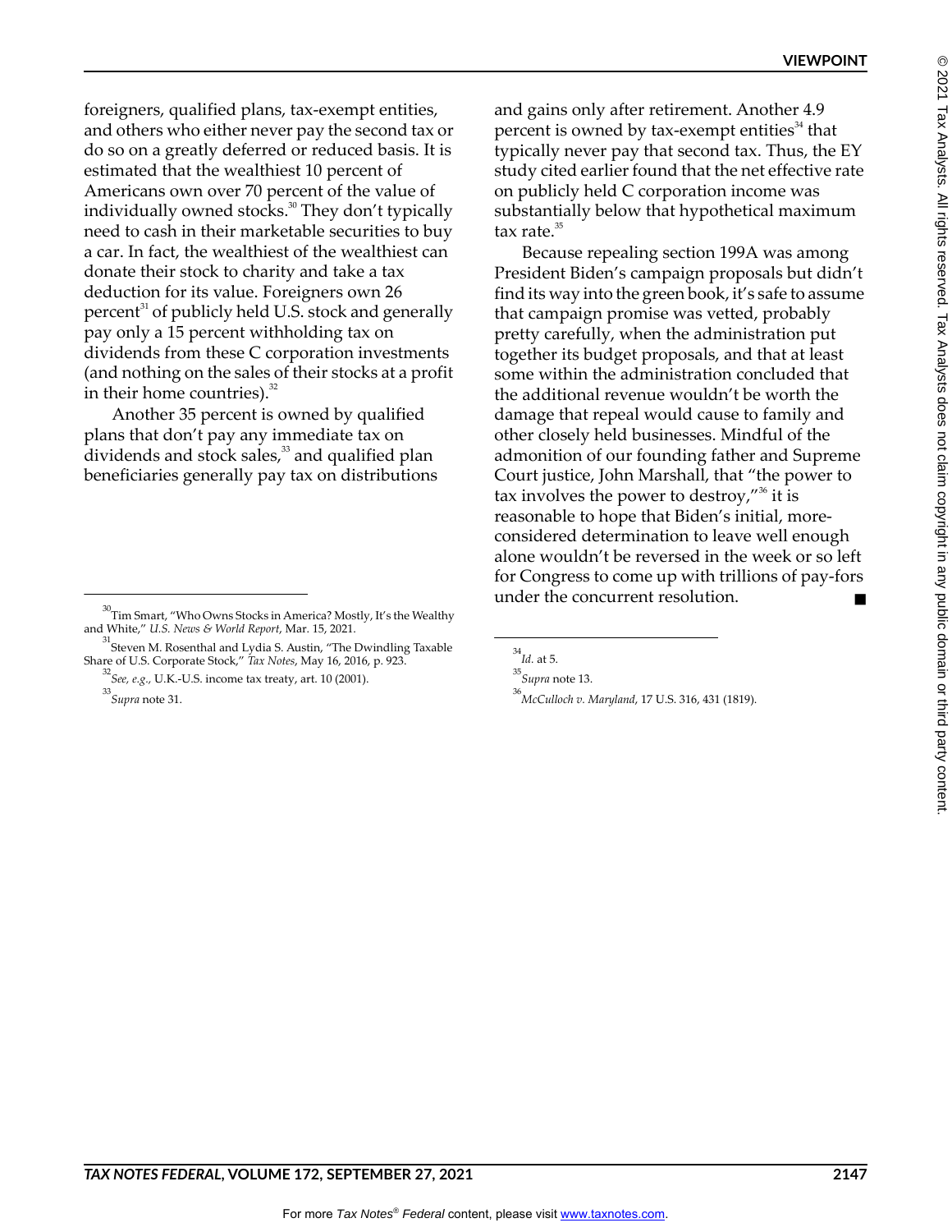foreigners, qualified plans, tax-exempt entities, and others who either never pay the second tax or do so on a greatly deferred or reduced basis. It is estimated that the wealthiest 10 percent of Americans own over 70 percent of the value of individually owned stocks.[30] They don't typically need to cash in their marketable securities to buy a car. In fact, the wealthiest of the wealthiest can donate their stock to charity and take a tax deduction for its value. Foreigners own 26 percent[31] of publicly held U.S. stock and generally pay only a 15 percent withholding tax on dividends from these C corporation investments (and nothing on the sales of their stocks at a profit in their home countries).[32]

Another 35 percent is owned by qualified plans that don't pay any immediate tax on dividends and stock sales,[33] and qualified plan beneficiaries generally pay tax on distributions and gains only after retirement. Another 4.9 percent is owned by tax-exempt entities[34] that typically never pay that second tax. Thus, the EY study cited earlier found that the net effective rate on publicly held C corporation income was substantially below that hypothetical maximum tax rate.[35]

Because repealing section 199A was among President Biden's campaign proposals but didn't find its way into the green book, it's safe to assume that campaign promise was vetted, probably pretty carefully, when the administration put together its budget proposals, and that at least some within the administration concluded that the additional revenue wouldn't be worth the damage that repeal would cause to family and other closely held businesses. Mindful of the admonition of our founding father and Supreme Court justice, John Marshall, that "the power to tax involves the power to destroy,"[36] it is reasonable to hope that Biden's initial, more-considered determination to leave well enough alone wouldn't be reversed in the week or so left for Congress to come up with trillions of pay-fors under the concurrent resolution. ■

---

[30] Tim Smart, "Who Owns Stocks in America? Mostly, It's the Wealthy and White," *U.S. News & World Report*, Mar. 15, 2021.

[31] Steven M. Rosenthal and Lydia S. Austin, "The Dwindling Taxable Share of U.S. Corporate Stock," *Tax Notes*, May 16, 2016, p. 923.

[32] *See, e.g.*, U.K.-U.S. income tax treaty, art. 10 (2001).

[33] *Supra* note 31.

[34] *Id.* at 5.

[35] *Supra* note 13.

[36] *McCulloch v. Maryland*, 17 U.S. 316, 431 (1819).